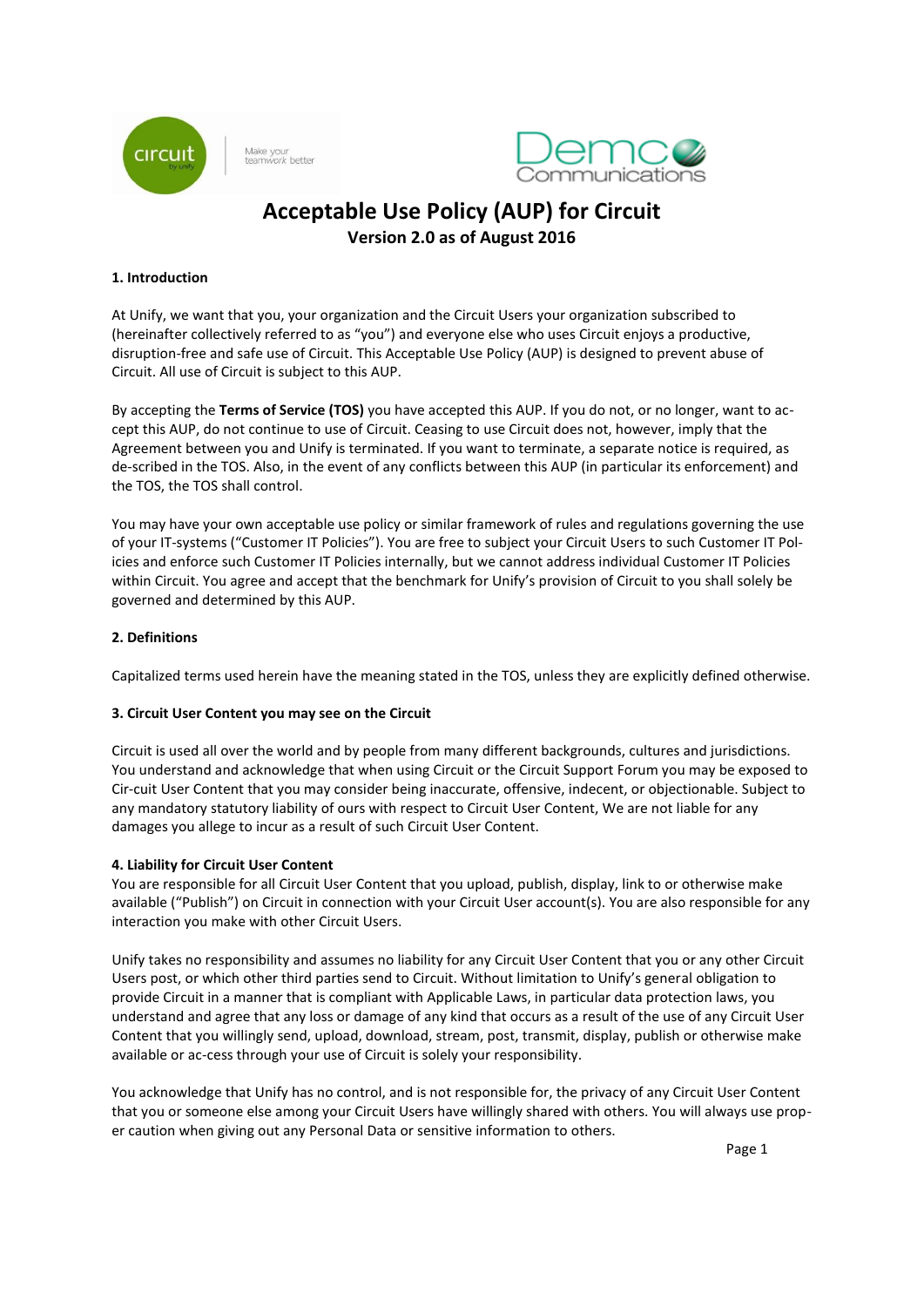# Acceptable Use Policy (AUP) for Circuit

**Version 2.0 as of August 2016**

### 1. Introduction

At Unify, we want that you, your organization and the Circuit Users your organization subscribed to (hereinafter collectively referred to as "you") and everyone else who uses Circuit enjoys a productive, disruption-free and safe use of Circuit. This Acceptable Use Policy (AUP) is designed to prevent abuse of Circuit. All use of Circuit is subject to this AUP.

By accepting the **Terms of Service (TOS)** you have accepted this AUP. If you do not, or no longer, want to ac-cept this AUP, do not continue to use of Circuit. Ceasing to use Circuit does not, however, imply that the Agreement between you and Unify is terminated. If you want to terminate, a separate notice is required, as de-scribed in the TOS. Also, in the event of any conflicts between this AUP (in particular its enforcement) and the TOS, the TOS shall control.

You may have your own acceptable use policy or similar framework of rules and regulations governing the use of your IT-systems ("Customer IT Policies"). You are free to subject your Circuit Users to such Customer IT Pol-icies and enforce such Customer IT Policies internally, but we cannot address individual Customer IT Policies within Circuit. You agree and accept that the benchmark for Unify's provision of Circuit to you shall solely be governed and determined by this AUP.

### 2. Definitions

Capitalized terms used herein have the meaning stated in the TOS, unless they are explicitly defined otherwise.

### 3. Circuit User Content you may see on the Circuit

Circuit is used all over the world and by people from many different backgrounds, cultures and jurisdictions. You understand and acknowledge that when using Circuit or the Circuit Support Forum you may be exposed to Cir-cuit User Content that you may consider being inaccurate, offensive, indecent, or objectionable. Subject to any mandatory statutory liability of ours with respect to Circuit User Content, We are not liable for any damages you allege to incur as a result of such Circuit User Content.

### 4. Liability for Circuit User Content

You are responsible for all Circuit User Content that you upload, publish, display, link to or otherwise make available ("Publish") on Circuit in connection with your Circuit User account(s). You are also responsible for any interaction you make with other Circuit Users.

Unify takes no responsibility and assumes no liability for any Circuit User Content that you or any other Circuit Users post, or which other third parties send to Circuit. Without limitation to Unify's general obligation to provide Circuit in a manner that is compliant with Applicable Laws, in particular data protection laws, you understand and agree that any loss or damage of any kind that occurs as a result of the use of any Circuit User Content that you willingly send, upload, download, stream, post, transmit, display, publish or otherwise make available or ac-cess through your use of Circuit is solely your responsibility.

You acknowledge that Unify has no control, and is not responsible for, the privacy of any Circuit User Content that you or someone else among your Circuit Users have willingly shared with others. You will always use prop-er caution when giving out any Personal Data or sensitive information to others.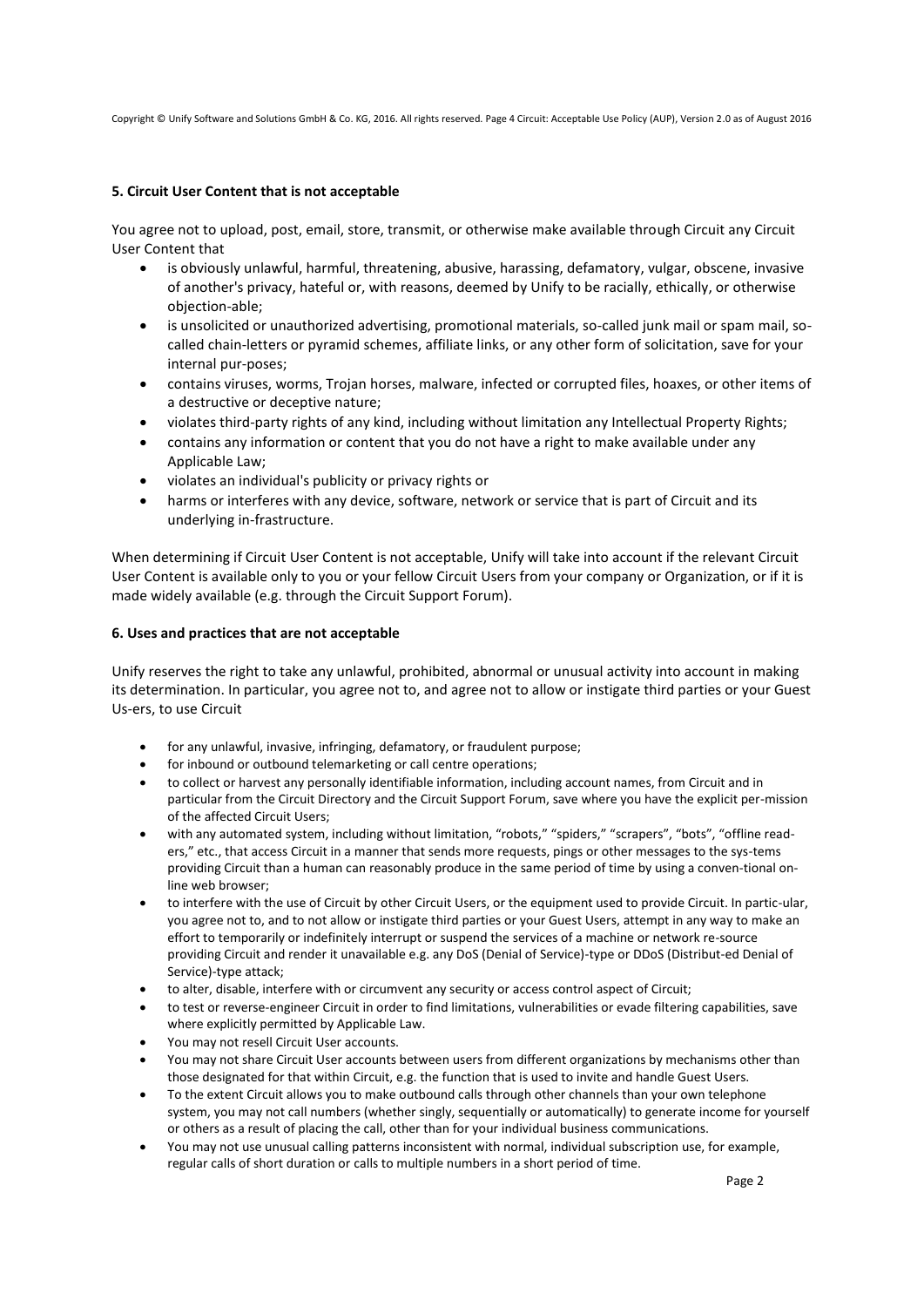## 5. Circuit User Content that is not acceptable

You agree not to upload, post, email, store, transmit, or otherwise make available through Circuit any Circuit User Content that

- is obviously unlawful, harmful, threatening, abusive, harassing, defamatory, vulgar, obscene, invasive of another's privacy, hateful or, with reasons, deemed by Unify to be racially, ethically, or otherwise objection-able;
- is unsolicited or unauthorized advertising, promotional materials, so-called junk mail or spam mail, so-called chain-letters or pyramid schemes, affiliate links, or any other form of solicitation, save for your internal pur-poses;
- contains viruses, worms, Trojan horses, malware, infected or corrupted files, hoaxes, or other items of a destructive or deceptive nature;
- violates third-party rights of any kind, including without limitation any Intellectual Property Rights;
- contains any information or content that you do not have a right to make available under any Applicable Law;
- violates an individual's publicity or privacy rights or
- harms or interferes with any device, software, network or service that is part of Circuit and its underlying in-frastructure.

When determining if Circuit User Content is not acceptable, Unify will take into account if the relevant Circuit User Content is available only to you or your fellow Circuit Users from your company or Organization, or if it is made widely available (e.g. through the Circuit Support Forum).

## 6. Uses and practices that are not acceptable

Unify reserves the right to take any unlawful, prohibited, abnormal or unusual activity into account in making its determination. In particular, you agree not to, and agree not to allow or instigate third parties or your Guest Us-ers, to use Circuit

- for any unlawful, invasive, infringing, defamatory, or fraudulent purpose;
- for inbound or outbound telemarketing or call centre operations;
- to collect or harvest any personally identifiable information, including account names, from Circuit and in particular from the Circuit Directory and the Circuit Support Forum, save where you have the explicit per-mission of the affected Circuit Users;
- with any automated system, including without limitation, "robots," "spiders," "scrapers", "bots", "offline read-ers," etc., that access Circuit in a manner that sends more requests, pings or other messages to the sys-tems providing Circuit than a human can reasonably produce in the same period of time by using a conven-tional on-line web browser;
- to interfere with the use of Circuit by other Circuit Users, or the equipment used to provide Circuit. In partic-ular, you agree not to, and to not allow or instigate third parties or your Guest Users, attempt in any way to make an effort to temporarily or indefinitely interrupt or suspend the services of a machine or network re-source providing Circuit and render it unavailable e.g. any DoS (Denial of Service)-type or DDoS (Distribut-ed Denial of Service)-type attack;
- to alter, disable, interfere with or circumvent any security or access control aspect of Circuit;
- to test or reverse-engineer Circuit in order to find limitations, vulnerabilities or evade filtering capabilities, save where explicitly permitted by Applicable Law.
- You may not resell Circuit User accounts.
- You may not share Circuit User accounts between users from different organizations by mechanisms other than those designated for that within Circuit, e.g. the function that is used to invite and handle Guest Users.
- To the extent Circuit allows you to make outbound calls through other channels than your own telephone system, you may not call numbers (whether singly, sequentially or automatically) to generate income for yourself or others as a result of placing the call, other than for your individual business communications.
- You may not use unusual calling patterns inconsistent with normal, individual subscription use, for example, regular calls of short duration or calls to multiple numbers in a short period of time.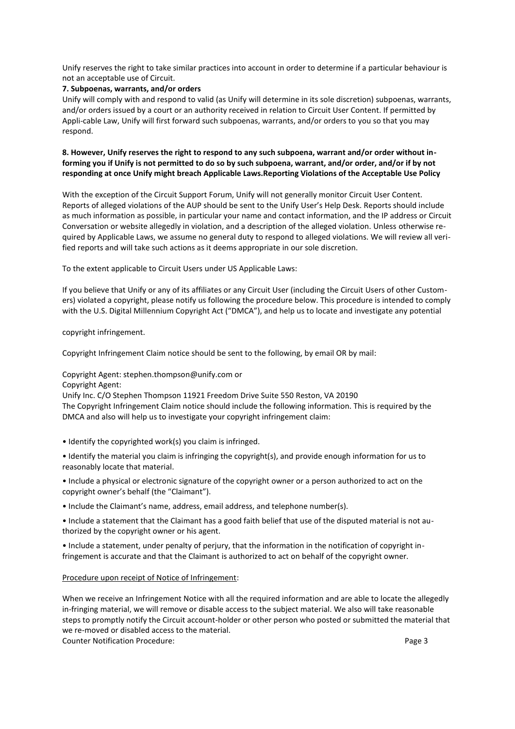Unify reserves the right to take similar practices into account in order to determine if a particular behaviour is not an acceptable use of Circuit.

**7. Subpoenas, warrants, and/or orders**

Unify will comply with and respond to valid (as Unify will determine in its sole discretion) subpoenas, warrants, and/or orders issued by a court or an authority received in relation to Circuit User Content. If permitted by Appli-cable Law, Unify will first forward such subpoenas, warrants, and/or orders to you so that you may respond.

**8. However, Unify reserves the right to respond to any such subpoena, warrant and/or order without in-forming you if Unify is not permitted to do so by such subpoena, warrant, and/or order, and/or if by not responding at once Unify might breach Applicable Laws.Reporting Violations of the Acceptable Use Policy**

With the exception of the Circuit Support Forum, Unify will not generally monitor Circuit User Content. Reports of alleged violations of the AUP should be sent to the Unify User's Help Desk. Reports should include as much information as possible, in particular your name and contact information, and the IP address or Circuit Conversation or website allegedly in violation, and a description of the alleged violation. Unless otherwise re-quired by Applicable Laws, we assume no general duty to respond to alleged violations. We will review all veri-fied reports and will take such actions as it deems appropriate in our sole discretion.

To the extent applicable to Circuit Users under US Applicable Laws:

If you believe that Unify or any of its affiliates or any Circuit User (including the Circuit Users of other Custom-ers) violated a copyright, please notify us following the procedure below. This procedure is intended to comply with the U.S. Digital Millennium Copyright Act ("DMCA"), and help us to locate and investigate any potential

copyright infringement.

Copyright Infringement Claim notice should be sent to the following, by email OR by mail:

Copyright Agent: stephen.thompson@unify.com or
Copyright Agent:
Unify Inc. C/O Stephen Thompson 11921 Freedom Drive Suite 550 Reston, VA 20190
The Copyright Infringement Claim notice should include the following information. This is required by the DMCA and also will help us to investigate your copyright infringement claim:

- Identify the copyrighted work(s) you claim is infringed.
- Identify the material you claim is infringing the copyright(s), and provide enough information for us to reasonably locate that material.
- Include a physical or electronic signature of the copyright owner or a person authorized to act on the copyright owner's behalf (the "Claimant").
- Include the Claimant's name, address, email address, and telephone number(s).
- Include a statement that the Claimant has a good faith belief that use of the disputed material is not au-thorized by the copyright owner or his agent.
- Include a statement, under penalty of perjury, that the information in the notification of copyright in-fringement is accurate and that the Claimant is authorized to act on behalf of the copyright owner.

<u>Procedure upon receipt of Notice of Infringement</u>:

When we receive an Infringement Notice with all the required information and are able to locate the allegedly in-fringing material, we will remove or disable access to the subject material. We also will take reasonable steps to promptly notify the Circuit account-holder or other person who posted or submitted the material that we re-moved or disabled access to the material.

Counter Notification Procedure: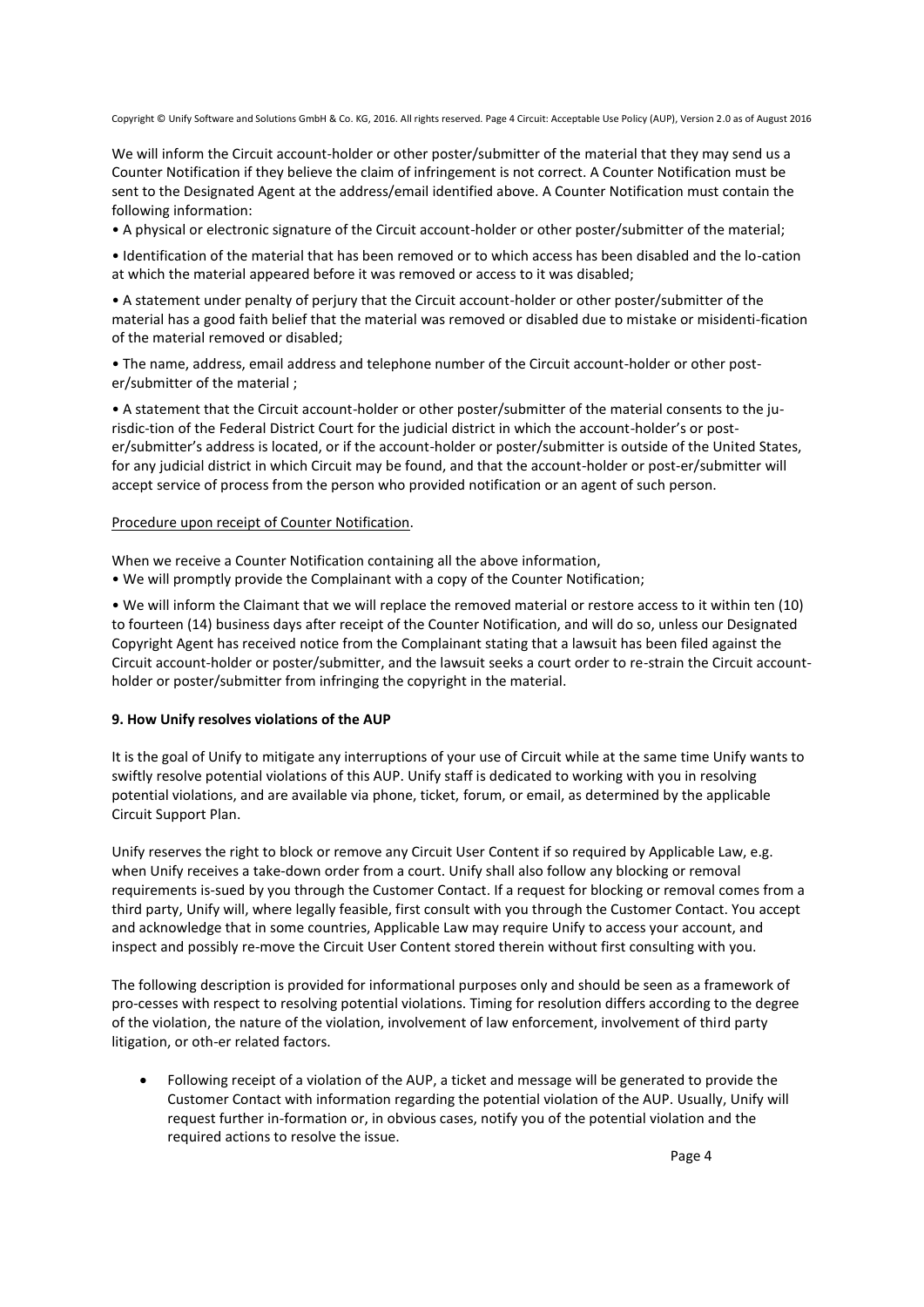We will inform the Circuit account-holder or other poster/submitter of the material that they may send us a Counter Notification if they believe the claim of infringement is not correct. A Counter Notification must be sent to the Designated Agent at the address/email identified above. A Counter Notification must contain the following information:

- A physical or electronic signature of the Circuit account-holder or other poster/submitter of the material;
- Identification of the material that has been removed or to which access has been disabled and the lo-cation at which the material appeared before it was removed or access to it was disabled;
- A statement under penalty of perjury that the Circuit account-holder or other poster/submitter of the material has a good faith belief that the material was removed or disabled due to mistake or misidenti-fication of the material removed or disabled;
- The name, address, email address and telephone number of the Circuit account-holder or other post-er/submitter of the material ;
- A statement that the Circuit account-holder or other poster/submitter of the material consents to the ju-risdic-tion of the Federal District Court for the judicial district in which the account-holder's or post-er/submitter's address is located, or if the account-holder or poster/submitter is outside of the United States, for any judicial district in which Circuit may be found, and that the account-holder or post-er/submitter will accept service of process from the person who provided notification or an agent of such person.

Procedure upon receipt of Counter Notification.

When we receive a Counter Notification containing all the above information,

- We will promptly provide the Complainant with a copy of the Counter Notification;
- We will inform the Claimant that we will replace the removed material or restore access to it within ten (10) to fourteen (14) business days after receipt of the Counter Notification, and will do so, unless our Designated Copyright Agent has received notice from the Complainant stating that a lawsuit has been filed against the Circuit account-holder or poster/submitter, and the lawsuit seeks a court order to re-strain the Circuit account-holder or poster/submitter from infringing the copyright in the material.

## 9. How Unify resolves violations of the AUP

It is the goal of Unify to mitigate any interruptions of your use of Circuit while at the same time Unify wants to swiftly resolve potential violations of this AUP. Unify staff is dedicated to working with you in resolving potential violations, and are available via phone, ticket, forum, or email, as determined by the applicable Circuit Support Plan.

Unify reserves the right to block or remove any Circuit User Content if so required by Applicable Law, e.g. when Unify receives a take-down order from a court. Unify shall also follow any blocking or removal requirements is-sued by you through the Customer Contact. If a request for blocking or removal comes from a third party, Unify will, where legally feasible, first consult with you through the Customer Contact. You accept and acknowledge that in some countries, Applicable Law may require Unify to access your account, and inspect and possibly re-move the Circuit User Content stored therein without first consulting with you.

The following description is provided for informational purposes only and should be seen as a framework of pro-cesses with respect to resolving potential violations. Timing for resolution differs according to the degree of the violation, the nature of the violation, involvement of law enforcement, involvement of third party litigation, or oth-er related factors.

- Following receipt of a violation of the AUP, a ticket and message will be generated to provide the Customer Contact with information regarding the potential violation of the AUP. Usually, Unify will request further in-formation or, in obvious cases, notify you of the potential violation and the required actions to resolve the issue.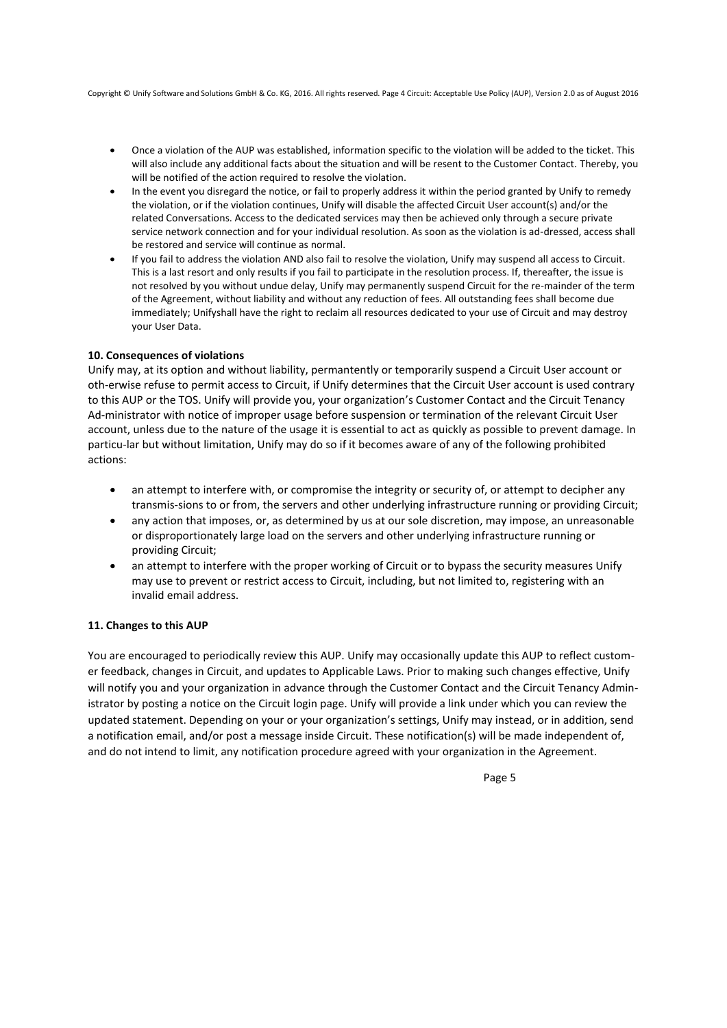- Once a violation of the AUP was established, information specific to the violation will be added to the ticket. This will also include any additional facts about the situation and will be resent to the Customer Contact. Thereby, you will be notified of the action required to resolve the violation.
- In the event you disregard the notice, or fail to properly address it within the period granted by Unify to remedy the violation, or if the violation continues, Unify will disable the affected Circuit User account(s) and/or the related Conversations. Access to the dedicated services may then be achieved only through a secure private service network connection and for your individual resolution. As soon as the violation is ad-dressed, access shall be restored and service will continue as normal.
- If you fail to address the violation AND also fail to resolve the violation, Unify may suspend all access to Circuit. This is a last resort and only results if you fail to participate in the resolution process. If, thereafter, the issue is not resolved by you without undue delay, Unify may permanently suspend Circuit for the re-mainder of the term of the Agreement, without liability and without any reduction of fees. All outstanding fees shall become due immediately; Unifyshall have the right to reclaim all resources dedicated to your use of Circuit and may destroy your User Data.

**10. Consequences of violations**

Unify may, at its option and without liability, permanently or temporarily suspend a Circuit User account or oth-erwise refuse to permit access to Circuit, if Unify determines that the Circuit User account is used contrary to this AUP or the TOS. Unify will provide you, your organization's Customer Contact and the Circuit Tenancy Ad-ministrator with notice of improper usage before suspension or termination of the relevant Circuit User account, unless due to the nature of the usage it is essential to act as quickly as possible to prevent damage. In particu-lar but without limitation, Unify may do so if it becomes aware of any of the following prohibited actions:

- an attempt to interfere with, or compromise the integrity or security of, or attempt to decipher any transmis-sions to or from, the servers and other underlying infrastructure running or providing Circuit;
- any action that imposes, or, as determined by us at our sole discretion, may impose, an unreasonable or disproportionately large load on the servers and other underlying infrastructure running or providing Circuit;
- an attempt to interfere with the proper working of Circuit or to bypass the security measures Unify may use to prevent or restrict access to Circuit, including, but not limited to, registering with an invalid email address.

**11. Changes to this AUP**

You are encouraged to periodically review this AUP. Unify may occasionally update this AUP to reflect custom-er feedback, changes in Circuit, and updates to Applicable Laws. Prior to making such changes effective, Unify will notify you and your organization in advance through the Customer Contact and the Circuit Tenancy Admin-istrator by posting a notice on the Circuit login page. Unify will provide a link under which you can review the updated statement. Depending on your or your organization's settings, Unify may instead, or in addition, send a notification email, and/or post a message inside Circuit. These notification(s) will be made independent of, and do not intend to limit, any notification procedure agreed with your organization in the Agreement.